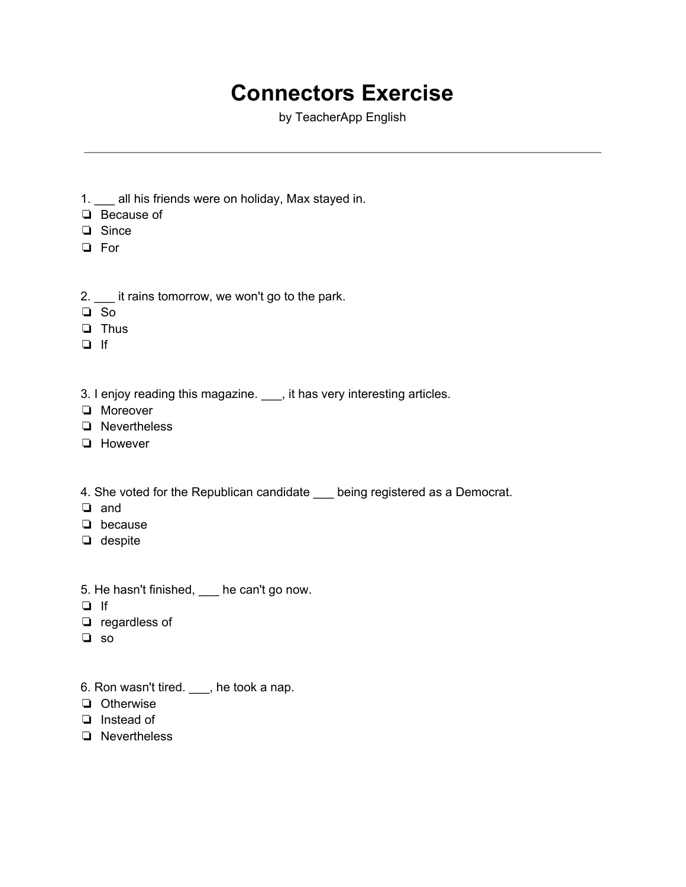# Connectors Exercise

by TeacherApp English

---

1. ___ all his friends were on holiday, Max stayed in.
- ❏ Because of
- ❏ Since
- ❏ For

2. ___ it rains tomorrow, we won't go to the park.
- ❏ So
- ❏ Thus
- ❏ If

3. I enjoy reading this magazine. ___, it has very interesting articles.
- ❏ Moreover
- ❏ Nevertheless
- ❏ However

4. She voted for the Republican candidate ___ being registered as a Democrat.
- ❏ and
- ❏ because
- ❏ despite

5. He hasn't finished, ___ he can't go now.
- ❏ If
- ❏ regardless of
- ❏ so

6. Ron wasn't tired. ___, he took a nap.
- ❏ Otherwise
- ❏ Instead of
- ❏ Nevertheless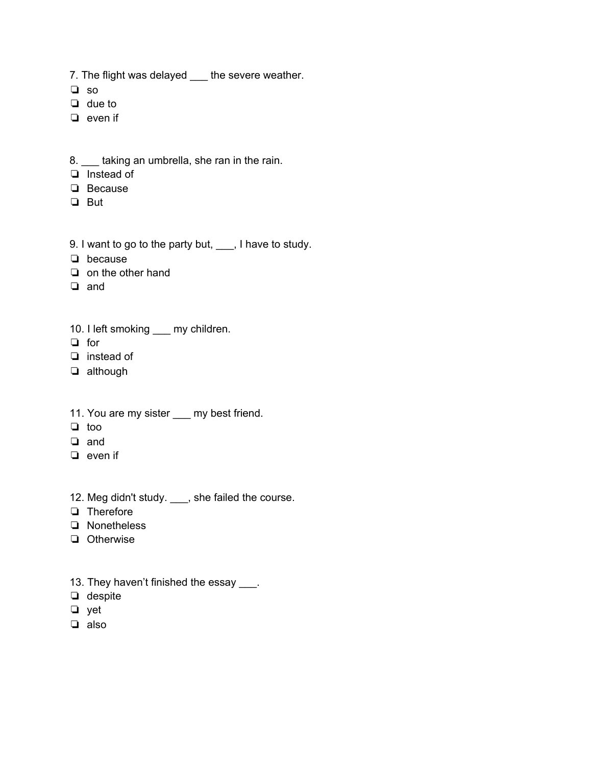7. The flight was delayed ___ the severe weather.
- ❏ so
- ❏ due to
- ❏ even if

8. ___ taking an umbrella, she ran in the rain.
- ❏ Instead of
- ❏ Because
- ❏ But

9. I want to go to the party but, ___, I have to study.
- ❏ because
- ❏ on the other hand
- ❏ and

10. I left smoking ___ my children.
- ❏ for
- ❏ instead of
- ❏ although

11. You are my sister ___ my best friend.
- ❏ too
- ❏ and
- ❏ even if

12. Meg didn't study. ___, she failed the course.
- ❏ Therefore
- ❏ Nonetheless
- ❏ Otherwise

13. They haven't finished the essay ___.
- ❏ despite
- ❏ yet
- ❏ also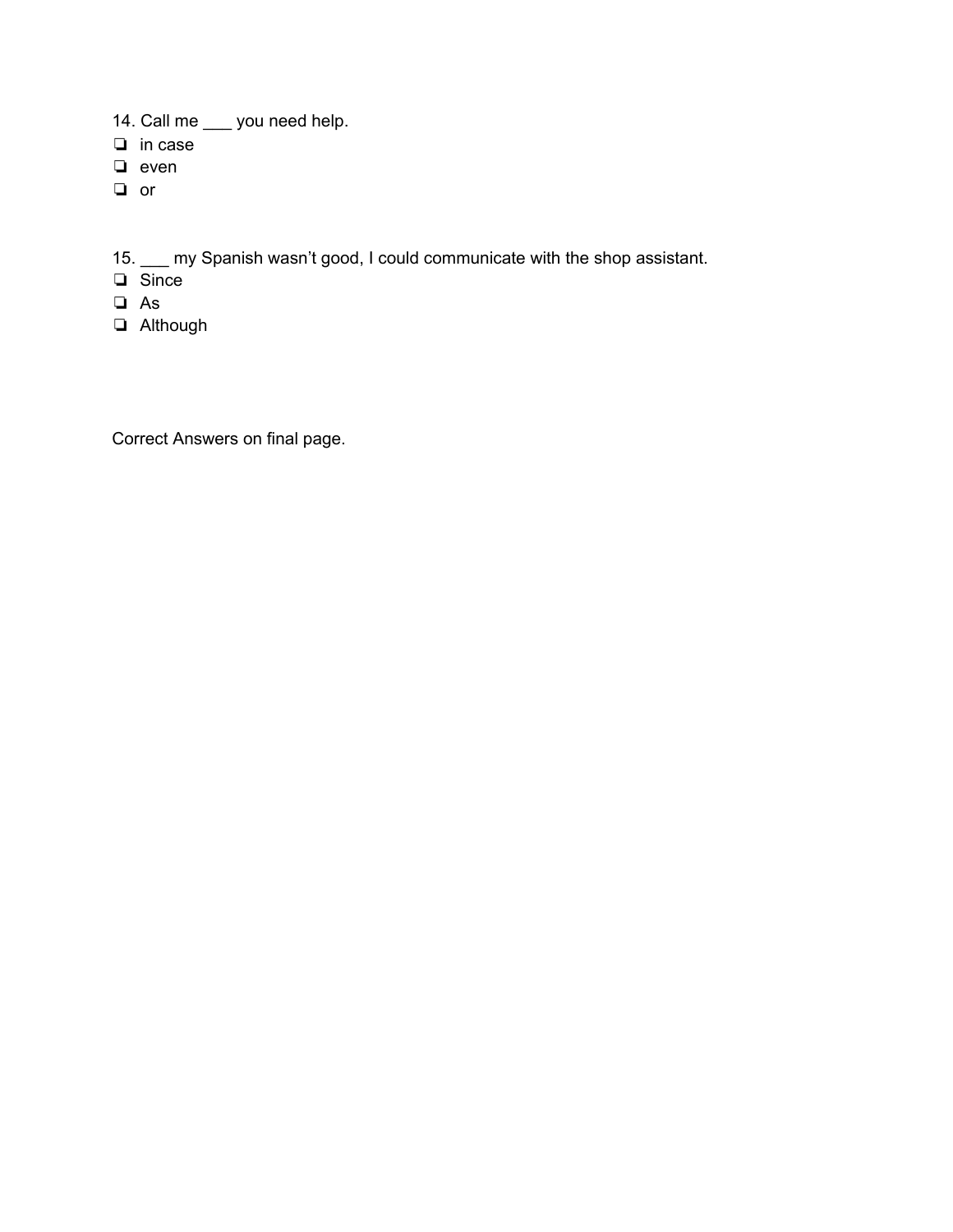14. Call me ___ you need help.

- ❏ in case
- ❏ even
- ❏ or

15. ___ my Spanish wasn't good, I could communicate with the shop assistant.

- ❏ Since
- ❏ As
- ❏ Although

Correct Answers on final page.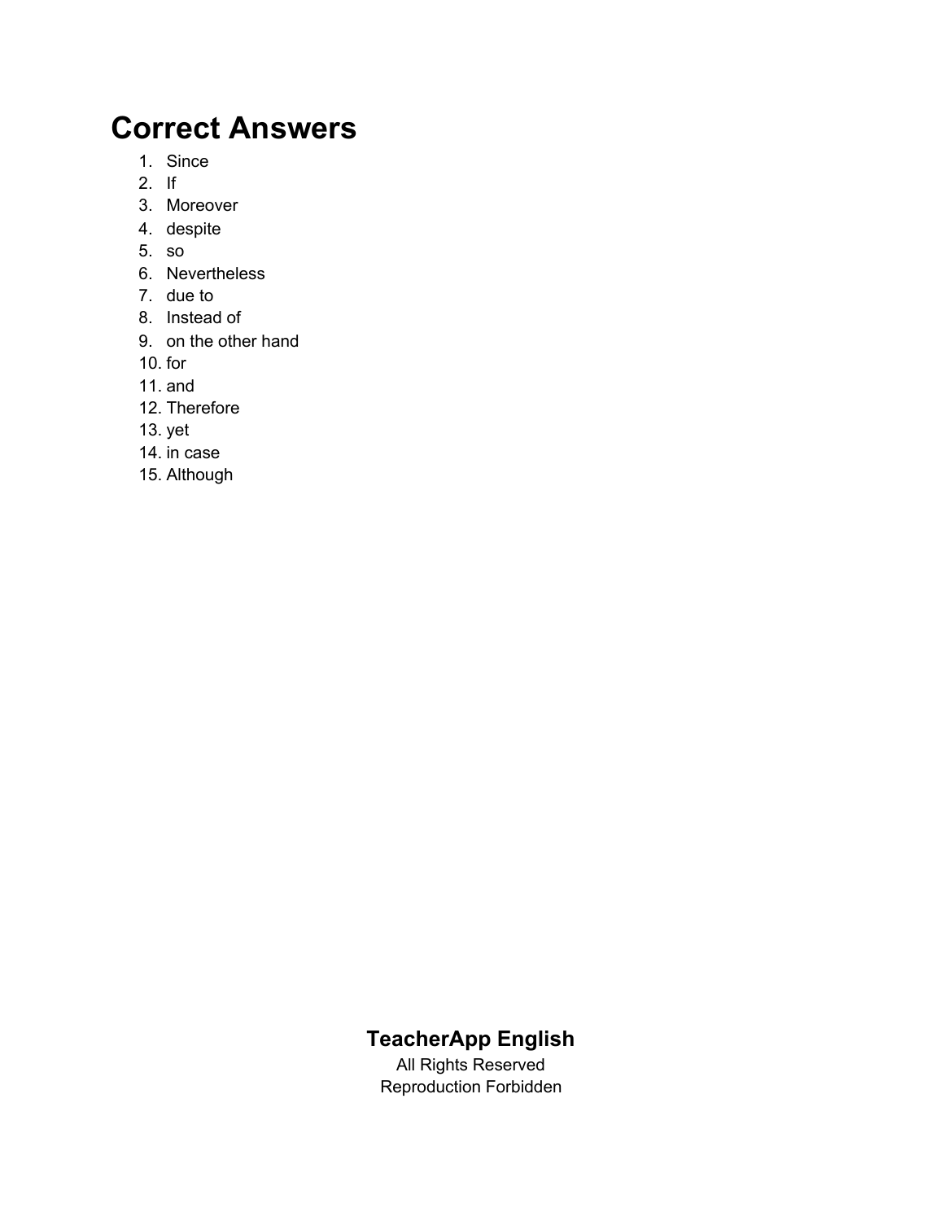# Correct Answers

1. Since
2. If
3. Moreover
4. despite
5. so
6. Nevertheless
7. due to
8. Instead of
9. on the other hand
10. for
11. and
12. Therefore
13. yet
14. in case
15. Although

**TeacherApp English**

All Rights Reserved

Reproduction Forbidden